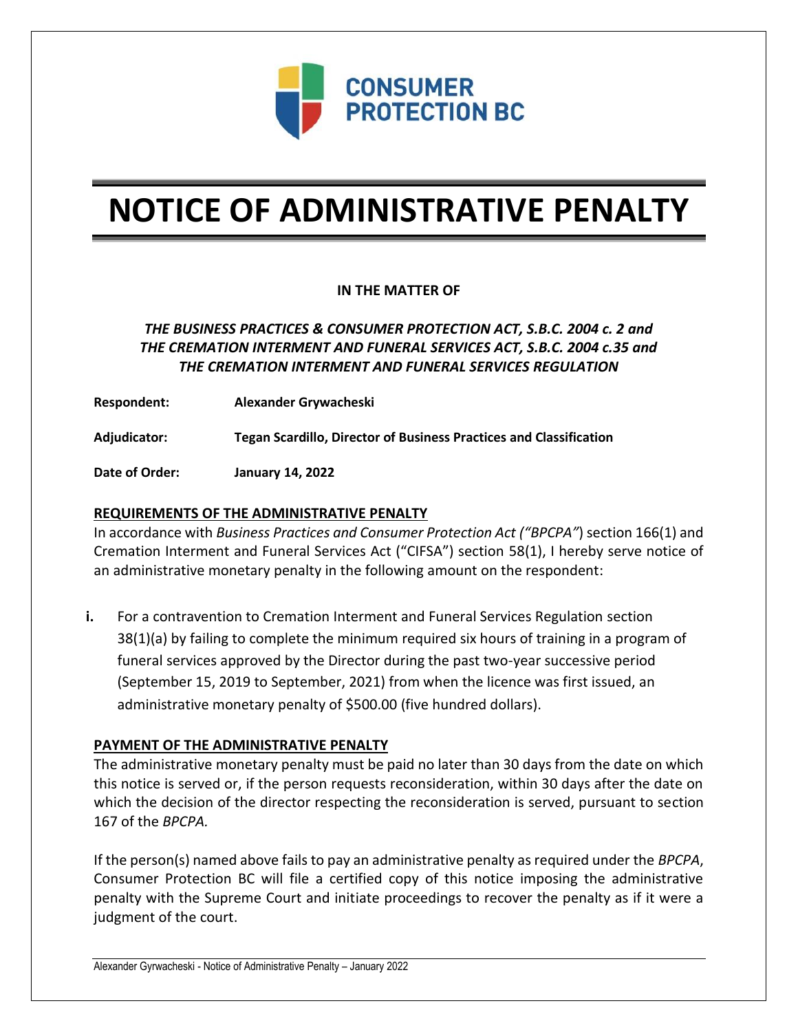CONSUMER PROTECTION BC

# NOTICE OF ADMINISTRATIVE PENALTY

**IN THE MATTER OF**

***THE BUSINESS PRACTICES & CONSUMER PROTECTION ACT, S.B.C. 2004 c. 2 and THE CREMATION INTERMENT AND FUNERAL SERVICES ACT, S.B.C. 2004 c.35 and THE CREMATION INTERMENT AND FUNERAL SERVICES REGULATION***

| | |
|---|---|
| **Respondent:** | **Alexander Grywacheski** |
| **Adjudicator:** | **Tegan Scardillo, Director of Business Practices and Classification** |
| **Date of Order:** | **January 14, 2022** |

## REQUIREMENTS OF THE ADMINISTRATIVE PENALTY

In accordance with *Business Practices and Consumer Protection Act ("BPCPA"*) section 166(1) and Cremation Interment and Funeral Services Act ("CIFSA") section 58(1), I hereby serve notice of an administrative monetary penalty in the following amount on the respondent:

**i.** For a contravention to Cremation Interment and Funeral Services Regulation section 38(1)(a) by failing to complete the minimum required six hours of training in a program of funeral services approved by the Director during the past two-year successive period (September 15, 2019 to September, 2021) from when the licence was first issued, an administrative monetary penalty of $500.00 (five hundred dollars).

## PAYMENT OF THE ADMINISTRATIVE PENALTY

The administrative monetary penalty must be paid no later than 30 days from the date on which this notice is served or, if the person requests reconsideration, within 30 days after the date on which the decision of the director respecting the reconsideration is served, pursuant to section 167 of the *BPCPA.*

If the person(s) named above fails to pay an administrative penalty as required under the *BPCPA*, Consumer Protection BC will file a certified copy of this notice imposing the administrative penalty with the Supreme Court and initiate proceedings to recover the penalty as if it were a judgment of the court.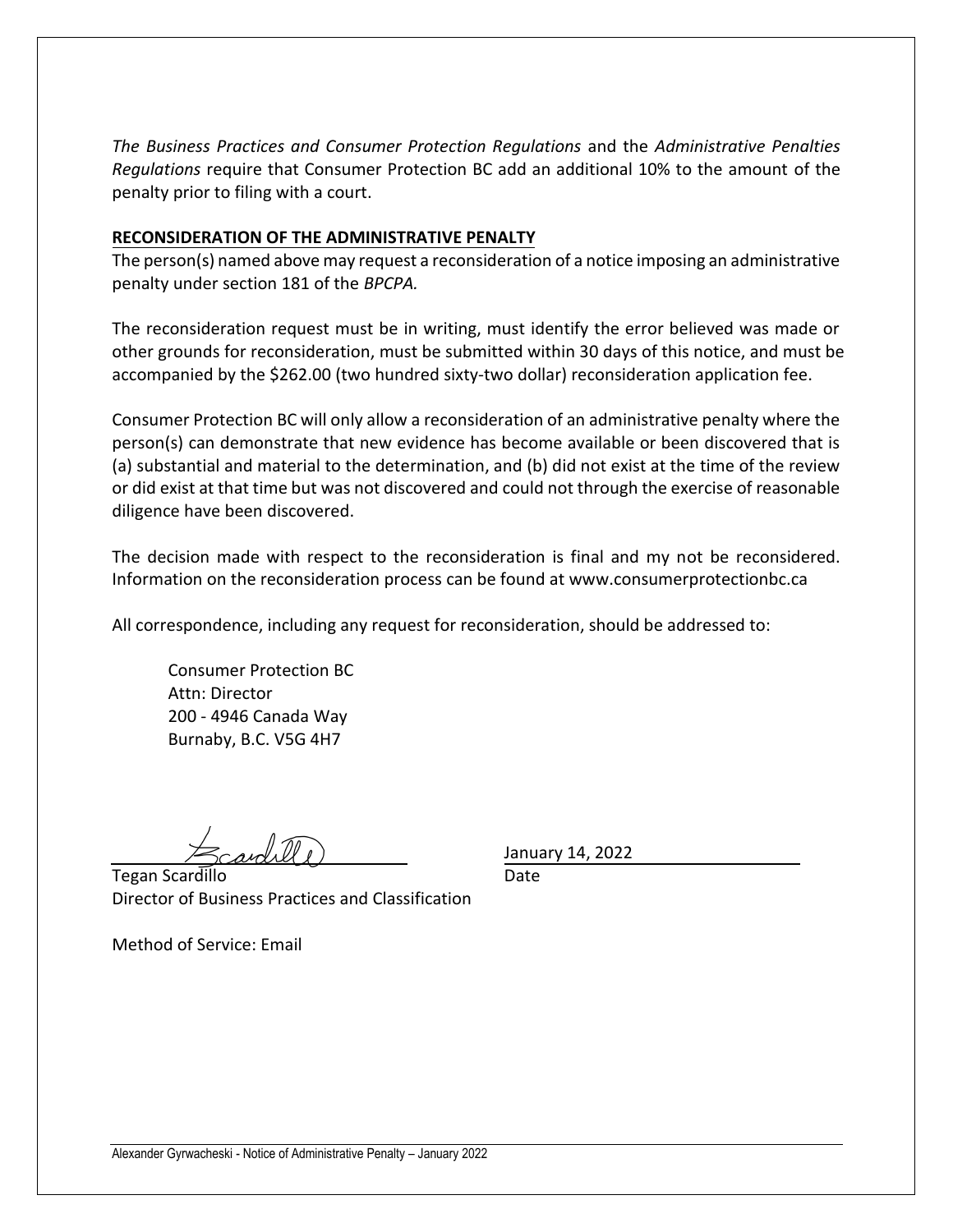*The Business Practices and Consumer Protection Regulations* and the *Administrative Penalties Regulations* require that Consumer Protection BC add an additional 10% to the amount of the penalty prior to filing with a court.

## RECONSIDERATION OF THE ADMINISTRATIVE PENALTY

The person(s) named above may request a reconsideration of a notice imposing an administrative penalty under section 181 of the *BPCPA.*

The reconsideration request must be in writing, must identify the error believed was made or other grounds for reconsideration, must be submitted within 30 days of this notice, and must be accompanied by the $262.00 (two hundred sixty-two dollar) reconsideration application fee.

Consumer Protection BC will only allow a reconsideration of an administrative penalty where the person(s) can demonstrate that new evidence has become available or been discovered that is (a) substantial and material to the determination, and (b) did not exist at the time of the review or did exist at that time but was not discovered and could not through the exercise of reasonable diligence have been discovered.

The decision made with respect to the reconsideration is final and my not be reconsidered. Information on the reconsideration process can be found at www.consumerprotectionbc.ca

All correspondence, including any request for reconsideration, should be addressed to:

Consumer Protection BC
Attn: Director
200 - 4946 Canada Way
Burnaby, B.C. V5G 4H7

Tegan Scardillo
Director of Business Practices and Classification

January 14, 2022
Date

Method of Service: Email